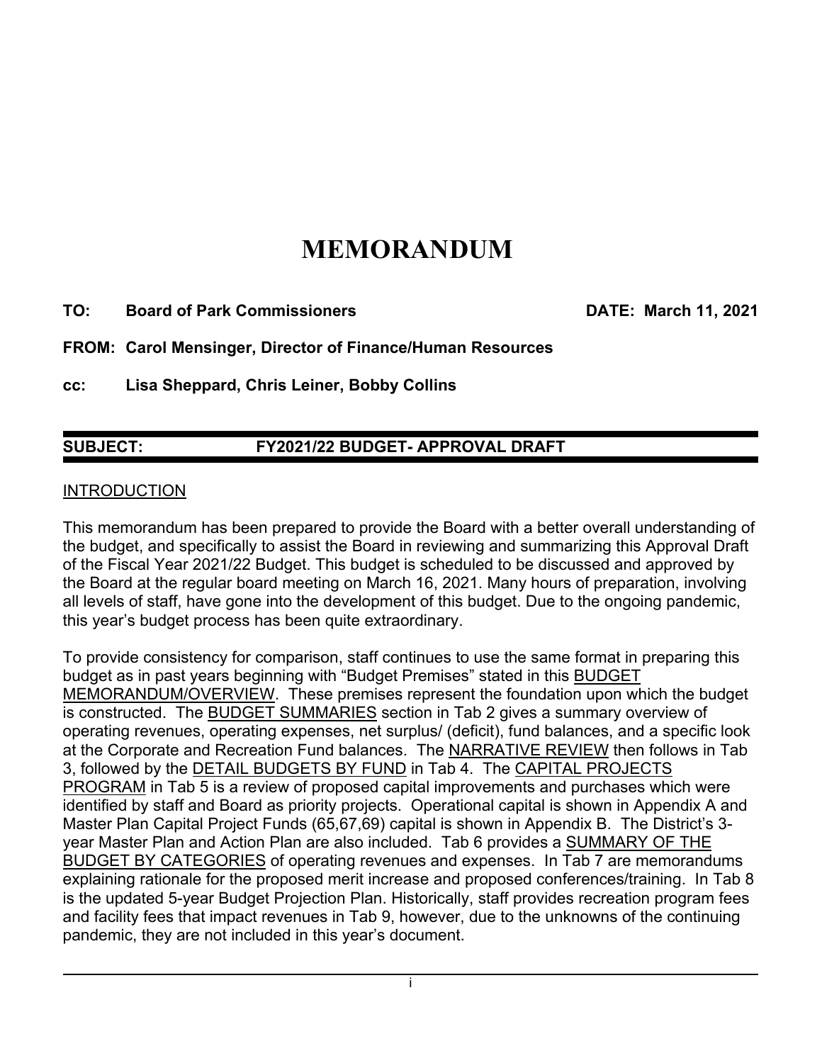# MEMORANDUM

**TO: Board of Park Commissioners** **DATE: March 11, 2021**

**FROM: Carol Mensinger, Director of Finance/Human Resources**

**cc: Lisa Sheppard, Chris Leiner, Bobby Collins**

---

**SUBJECT: FY2021/22 BUDGET- APPROVAL DRAFT**

---

INTRODUCTION

This memorandum has been prepared to provide the Board with a better overall understanding of the budget, and specifically to assist the Board in reviewing and summarizing this Approval Draft of the Fiscal Year 2021/22 Budget. This budget is scheduled to be discussed and approved by the Board at the regular board meeting on March 16, 2021. Many hours of preparation, involving all levels of staff, have gone into the development of this budget. Due to the ongoing pandemic, this year's budget process has been quite extraordinary.

To provide consistency for comparison, staff continues to use the same format in preparing this budget as in past years beginning with "Budget Premises" stated in this BUDGET MEMORANDUM/OVERVIEW. These premises represent the foundation upon which the budget is constructed. The BUDGET SUMMARIES section in Tab 2 gives a summary overview of operating revenues, operating expenses, net surplus/ (deficit), fund balances, and a specific look at the Corporate and Recreation Fund balances. The NARRATIVE REVIEW then follows in Tab 3, followed by the DETAIL BUDGETS BY FUND in Tab 4. The CAPITAL PROJECTS PROGRAM in Tab 5 is a review of proposed capital improvements and purchases which were identified by staff and Board as priority projects. Operational capital is shown in Appendix A and Master Plan Capital Project Funds (65,67,69) capital is shown in Appendix B. The District's 3-year Master Plan and Action Plan are also included. Tab 6 provides a SUMMARY OF THE BUDGET BY CATEGORIES of operating revenues and expenses. In Tab 7 are memorandums explaining rationale for the proposed merit increase and proposed conferences/training. In Tab 8 is the updated 5-year Budget Projection Plan. Historically, staff provides recreation program fees and facility fees that impact revenues in Tab 9, however, due to the unknowns of the continuing pandemic, they are not included in this year's document.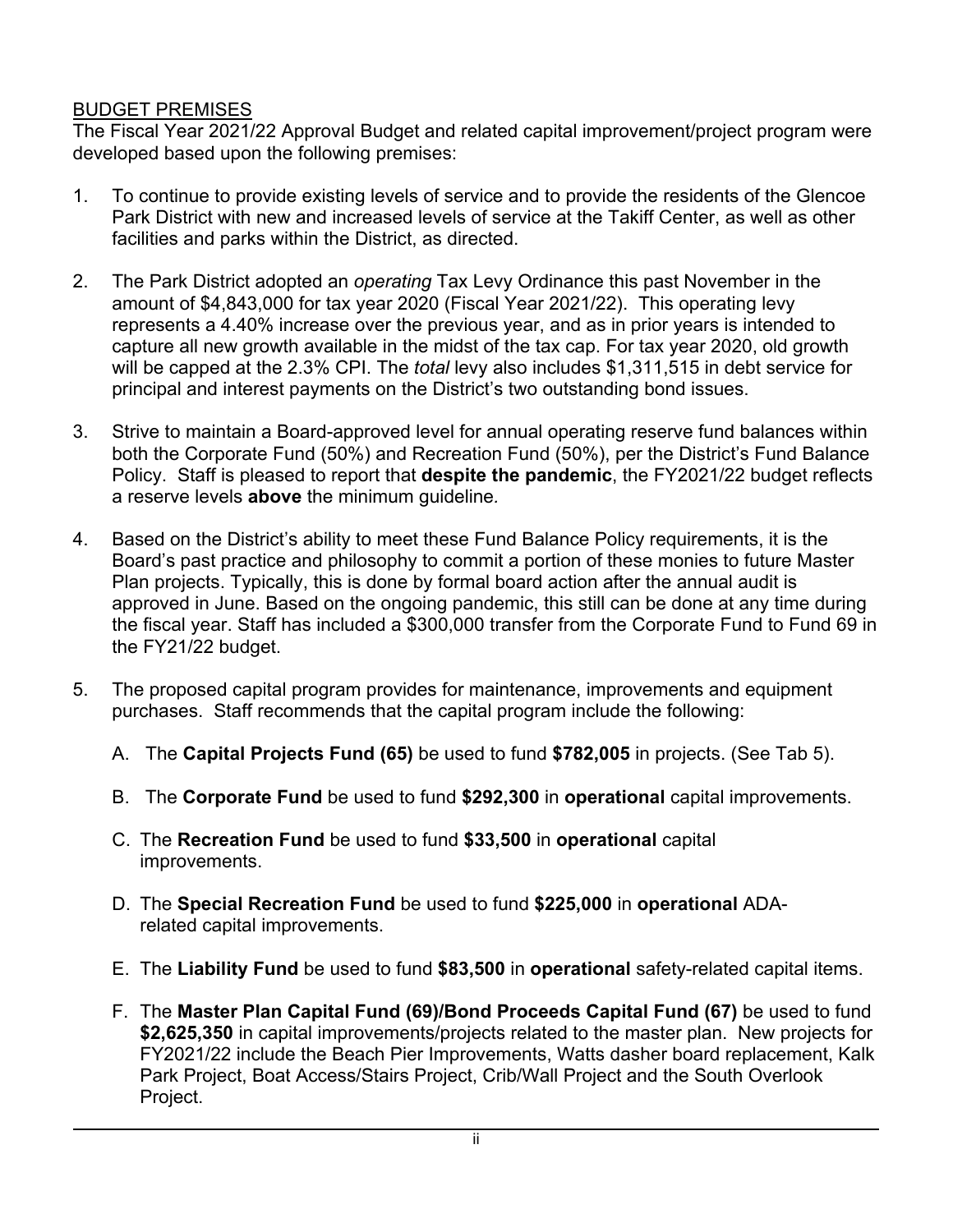## BUDGET PREMISES

The Fiscal Year 2021/22 Approval Budget and related capital improvement/project program were developed based upon the following premises:

1. To continue to provide existing levels of service and to provide the residents of the Glencoe Park District with new and increased levels of service at the Takiff Center, as well as other facilities and parks within the District, as directed.

2. The Park District adopted an *operating* Tax Levy Ordinance this past November in the amount of $4,843,000 for tax year 2020 (Fiscal Year 2021/22). This operating levy represents a 4.40% increase over the previous year, and as in prior years is intended to capture all new growth available in the midst of the tax cap. For tax year 2020, old growth will be capped at the 2.3% CPI. The *total* levy also includes $1,311,515 in debt service for principal and interest payments on the District's two outstanding bond issues.

3. Strive to maintain a Board-approved level for annual operating reserve fund balances within both the Corporate Fund (50%) and Recreation Fund (50%), per the District's Fund Balance Policy. Staff is pleased to report that **despite the pandemic**, the FY2021/22 budget reflects a reserve levels **above** the minimum guideline.

4. Based on the District's ability to meet these Fund Balance Policy requirements, it is the Board's past practice and philosophy to commit a portion of these monies to future Master Plan projects. Typically, this is done by formal board action after the annual audit is approved in June. Based on the ongoing pandemic, this still can be done at any time during the fiscal year. Staff has included a $300,000 transfer from the Corporate Fund to Fund 69 in the FY21/22 budget.

5. The proposed capital program provides for maintenance, improvements and equipment purchases. Staff recommends that the capital program include the following:

   A. The **Capital Projects Fund (65)** be used to fund **$782,005** in projects. (See Tab 5).

   B. The **Corporate Fund** be used to fund **$292,300** in **operational** capital improvements.

   C. The **Recreation Fund** be used to fund **$33,500** in **operational** capital improvements.

   D. The **Special Recreation Fund** be used to fund **$225,000** in **operational** ADA-related capital improvements.

   E. The **Liability Fund** be used to fund **$83,500** in **operational** safety-related capital items.

   F. The **Master Plan Capital Fund (69)/Bond Proceeds Capital Fund (67)** be used to fund **$2,625,350** in capital improvements/projects related to the master plan. New projects for FY2021/22 include the Beach Pier Improvements, Watts dasher board replacement, Kalk Park Project, Boat Access/Stairs Project, Crib/Wall Project and the South Overlook Project.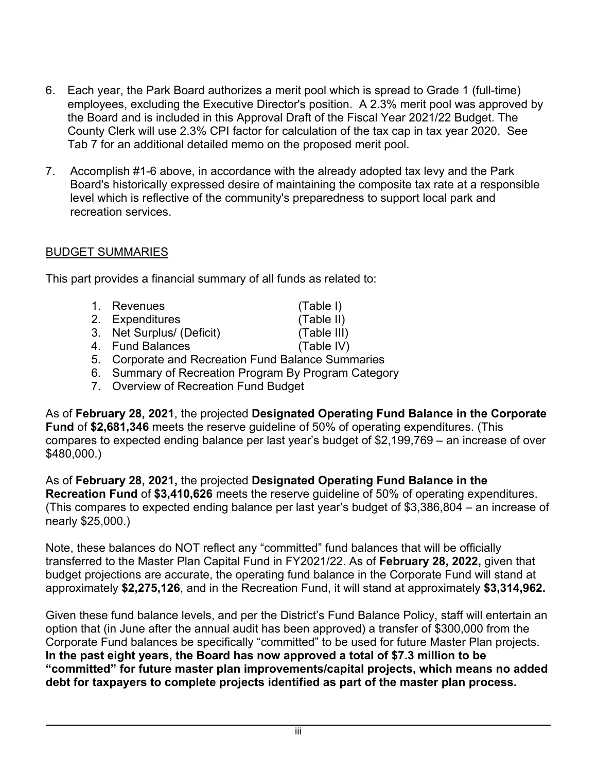6. Each year, the Park Board authorizes a merit pool which is spread to Grade 1 (full-time) employees, excluding the Executive Director's position. A 2.3% merit pool was approved by the Board and is included in this Approval Draft of the Fiscal Year 2021/22 Budget. The County Clerk will use 2.3% CPI factor for calculation of the tax cap in tax year 2020. See Tab 7 for an additional detailed memo on the proposed merit pool.

7. Accomplish #1-6 above, in accordance with the already adopted tax levy and the Park Board's historically expressed desire of maintaining the composite tax rate at a responsible level which is reflective of the community's preparedness to support local park and recreation services.

<u>BUDGET SUMMARIES</u>

This part provides a financial summary of all funds as related to:

1. Revenues (Table I)
2. Expenditures (Table II)
3. Net Surplus/ (Deficit) (Table III)
4. Fund Balances (Table IV)
5. Corporate and Recreation Fund Balance Summaries
6. Summary of Recreation Program By Program Category
7. Overview of Recreation Fund Budget

As of **February 28, 2021**, the projected **Designated Operating Fund Balance in the Corporate Fund** of **$2,681,346** meets the reserve guideline of 50% of operating expenditures. (This compares to expected ending balance per last year's budget of $2,199,769 – an increase of over $480,000.)

As of **February 28, 2021,** the projected **Designated Operating Fund Balance in the Recreation Fund** of **$3,410,626** meets the reserve guideline of 50% of operating expenditures. (This compares to expected ending balance per last year's budget of $3,386,804 – an increase of nearly $25,000.)

Note, these balances do NOT reflect any "committed" fund balances that will be officially transferred to the Master Plan Capital Fund in FY2021/22. As of **February 28, 2022,** given that budget projections are accurate, the operating fund balance in the Corporate Fund will stand at approximately **$2,275,126**, and in the Recreation Fund, it will stand at approximately **$3,314,962.**

Given these fund balance levels, and per the District's Fund Balance Policy, staff will entertain an option that (in June after the annual audit has been approved) a transfer of $300,000 from the Corporate Fund balances be specifically "committed" to be used for future Master Plan projects. **In the past eight years, the Board has now approved a total of $7.3 million to be "committed" for future master plan improvements/capital projects, which means no added debt for taxpayers to complete projects identified as part of the master plan process.**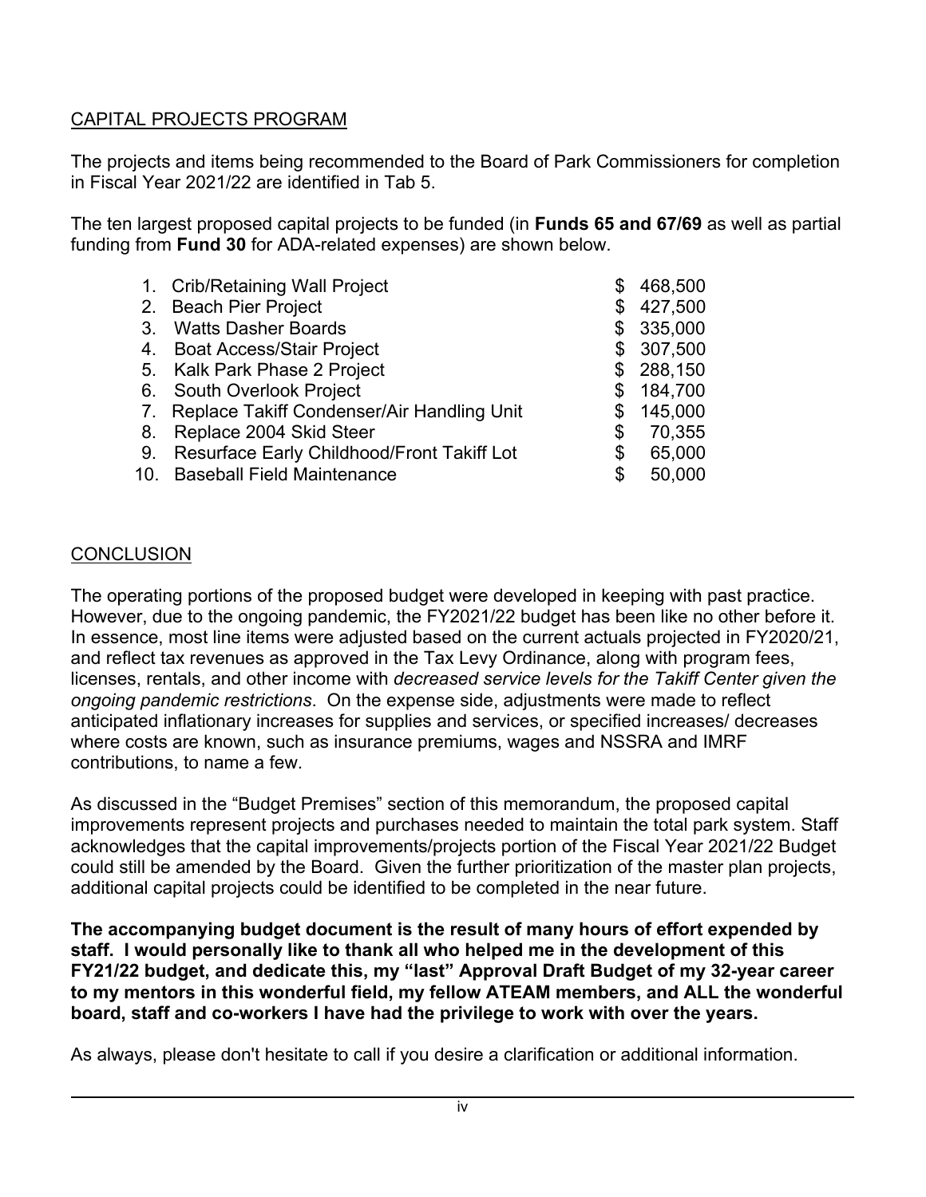## CAPITAL PROJECTS PROGRAM

The projects and items being recommended to the Board of Park Commissioners for completion in Fiscal Year 2021/22 are identified in Tab 5.

The ten largest proposed capital projects to be funded (in **Funds 65 and 67/69** as well as partial funding from **Fund 30** for ADA-related expenses) are shown below.

| | | |
|---|---|---|
| 1. | Crib/Retaining Wall Project | $ 468,500 |
| 2. | Beach Pier Project | $ 427,500 |
| 3. | Watts Dasher Boards | $ 335,000 |
| 4. | Boat Access/Stair Project | $ 307,500 |
| 5. | Kalk Park Phase 2 Project | $ 288,150 |
| 6. | South Overlook Project | $ 184,700 |
| 7. | Replace Takiff Condenser/Air Handling Unit | $ 145,000 |
| 8. | Replace 2004 Skid Steer | $ 70,355 |
| 9. | Resurface Early Childhood/Front Takiff Lot | $ 65,000 |
| 10. | Baseball Field Maintenance | $ 50,000 |

## CONCLUSION

The operating portions of the proposed budget were developed in keeping with past practice. However, due to the ongoing pandemic, the FY2021/22 budget has been like no other before it. In essence, most line items were adjusted based on the current actuals projected in FY2020/21, and reflect tax revenues as approved in the Tax Levy Ordinance, along with program fees, licenses, rentals, and other income with *decreased service levels for the Takiff Center given the ongoing pandemic restrictions*. On the expense side, adjustments were made to reflect anticipated inflationary increases for supplies and services, or specified increases/ decreases where costs are known, such as insurance premiums, wages and NSSRA and IMRF contributions, to name a few.

As discussed in the "Budget Premises" section of this memorandum, the proposed capital improvements represent projects and purchases needed to maintain the total park system. Staff acknowledges that the capital improvements/projects portion of the Fiscal Year 2021/22 Budget could still be amended by the Board. Given the further prioritization of the master plan projects, additional capital projects could be identified to be completed in the near future.

**The accompanying budget document is the result of many hours of effort expended by staff. I would personally like to thank all who helped me in the development of this FY21/22 budget, and dedicate this, my "last" Approval Draft Budget of my 32-year career to my mentors in this wonderful field, my fellow ATEAM members, and ALL the wonderful board, staff and co-workers I have had the privilege to work with over the years.**

As always, please don't hesitate to call if you desire a clarification or additional information.